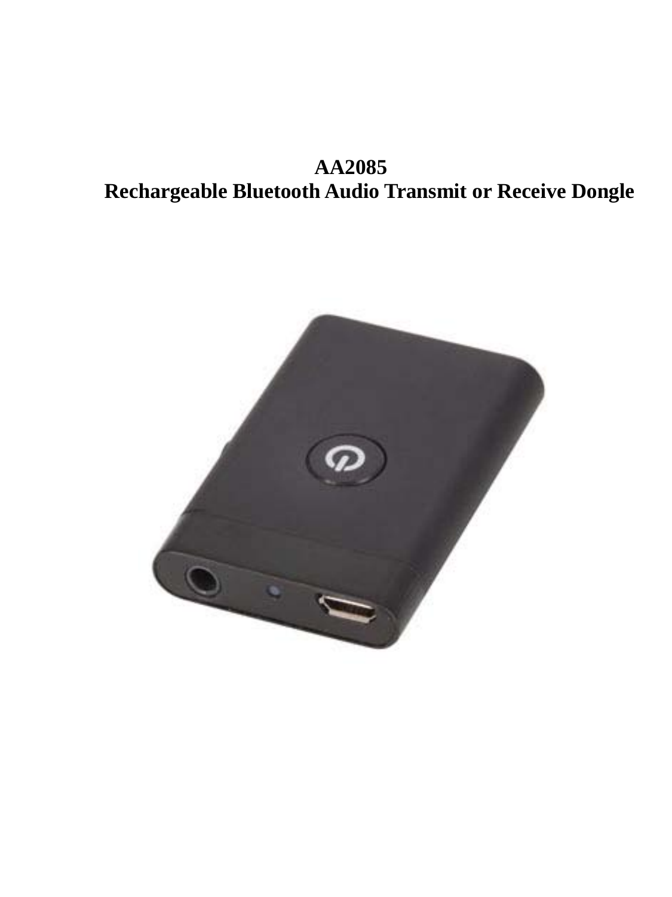# AA2085

# Rechargeable Bluetooth Audio Transmit or Receive Dongle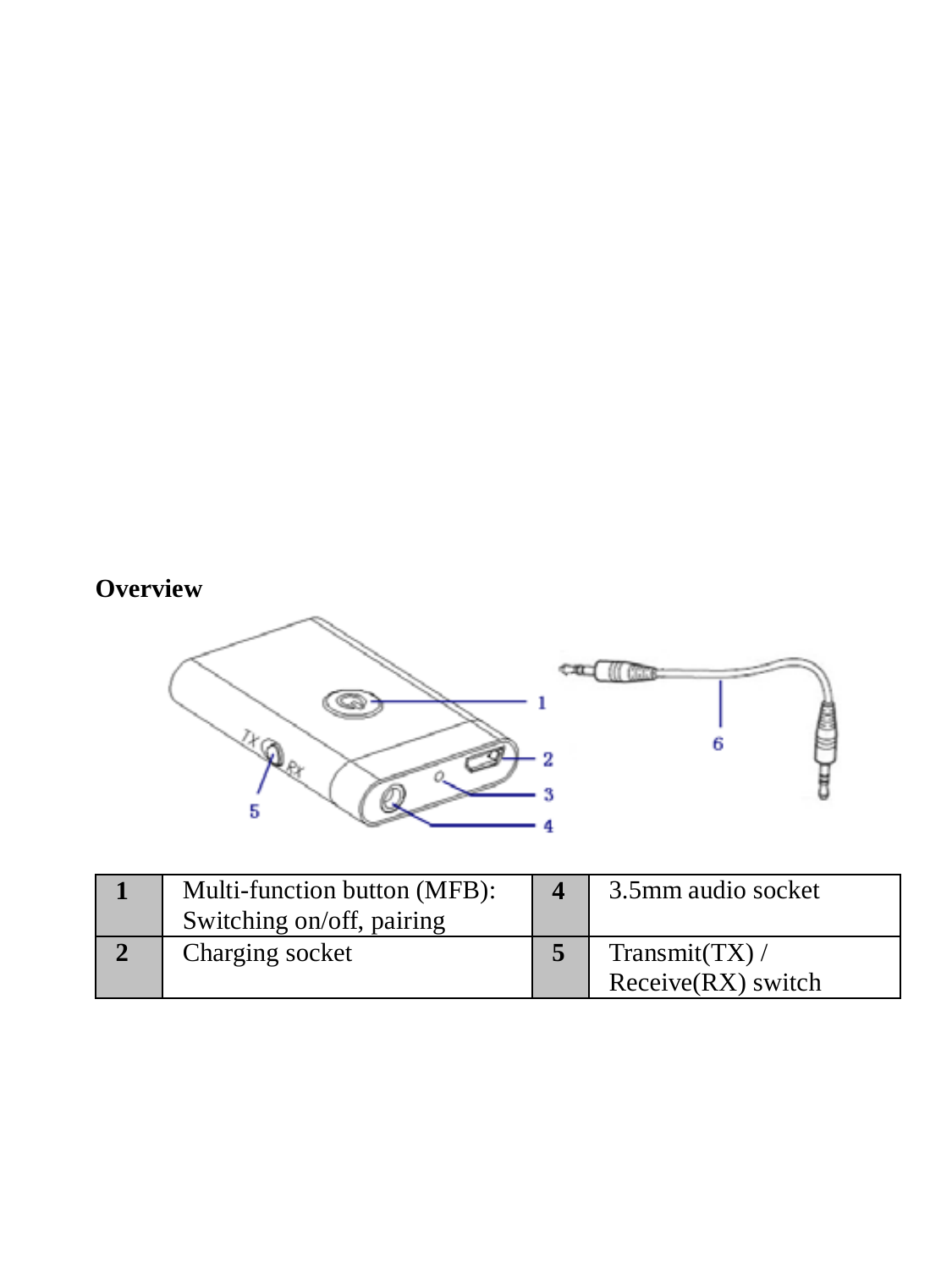## Overview

| 1 | Multi-function button (MFB): Switching on/off, pairing | 4 | 3.5mm audio socket |
|---|---|---|---|
| 2 | Charging socket | 5 | Transmit(TX) / Receive(RX) switch |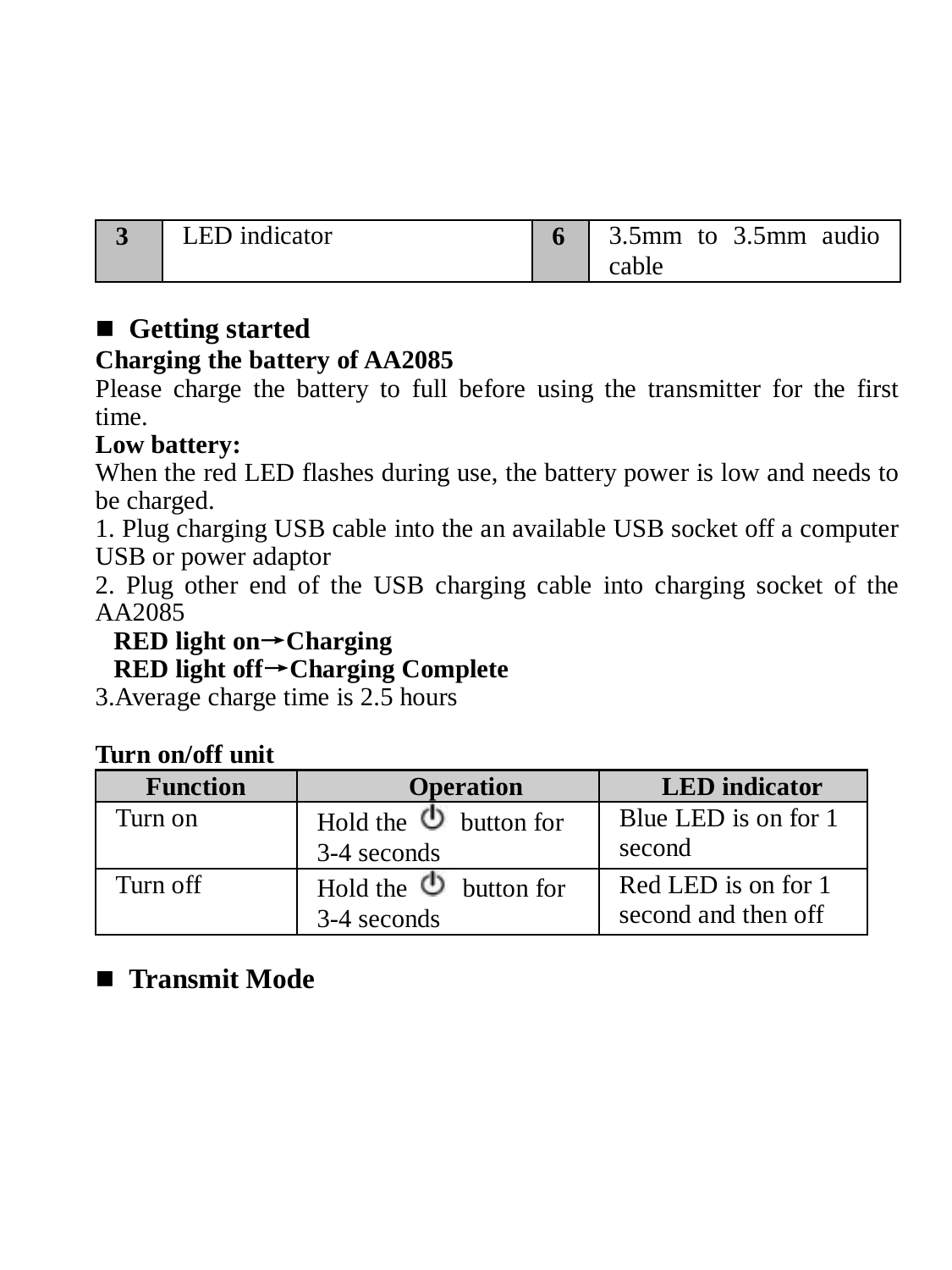| 3 | LED indicator | 6 | 3.5mm to 3.5mm audio cable |
|---|---|---|---|

## ■ Getting started

**Charging the battery of AA2085**

Please charge the battery to full before using the transmitter for the first time.

**Low battery:**

When the red LED flashes during use, the battery power is low and needs to be charged.

1. Plug charging USB cable into the an available USB socket off a computer USB or power adaptor
2. Plug other end of the USB charging cable into charging socket of the AA2085

   **RED light on→Charging**
   **RED light off→Charging Complete**

3. Average charge time is 2.5 hours

**Turn on/off unit**

| Function | Operation | LED indicator |
|---|---|---|
| Turn on | Hold the ⏻ button for 3-4 seconds | Blue LED is on for 1 second |
| Turn off | Hold the ⏻ button for 3-4 seconds | Red LED is on for 1 second and then off |

## ■ Transmit Mode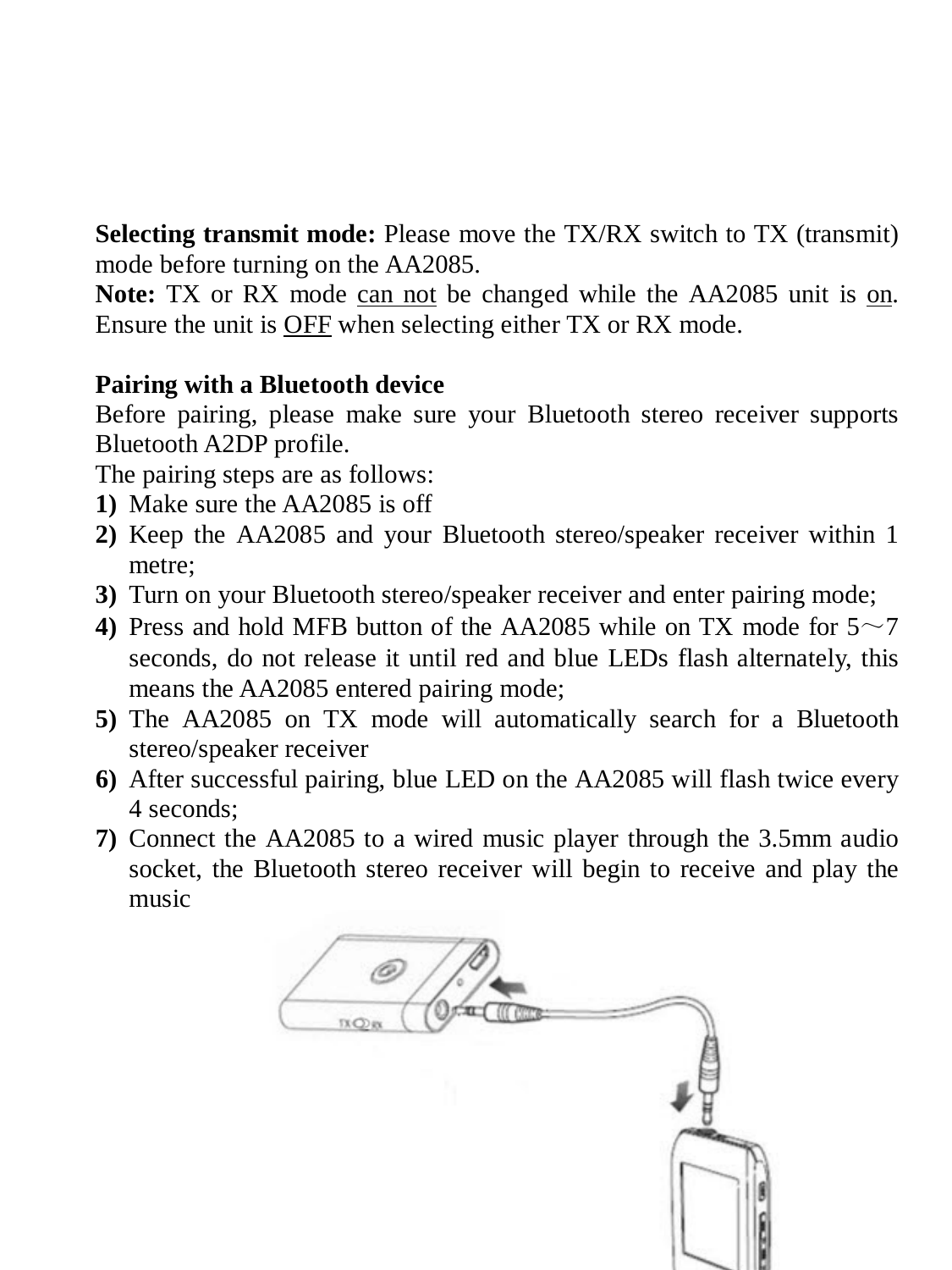**Selecting transmit mode:** Please move the TX/RX switch to TX (transmit) mode before turning on the AA2085.

**Note:** TX or RX mode <u>can not</u> be changed while the AA2085 unit is <u>on</u>. Ensure the unit is <u>OFF</u> when selecting either TX or RX mode.

**Pairing with a Bluetooth device**

Before pairing, please make sure your Bluetooth stereo receiver supports Bluetooth A2DP profile.

The pairing steps are as follows:

1) Make sure the AA2085 is off
2) Keep the AA2085 and your Bluetooth stereo/speaker receiver within 1 metre;
3) Turn on your Bluetooth stereo/speaker receiver and enter pairing mode;
4) Press and hold MFB button of the AA2085 while on TX mode for 5～7 seconds, do not release it until red and blue LEDs flash alternately, this means the AA2085 entered pairing mode;
5) The AA2085 on TX mode will automatically search for a Bluetooth stereo/speaker receiver
6) After successful pairing, blue LED on the AA2085 will flash twice every 4 seconds;
7) Connect the AA2085 to a wired music player through the 3.5mm audio socket, the Bluetooth stereo receiver will begin to receive and play the music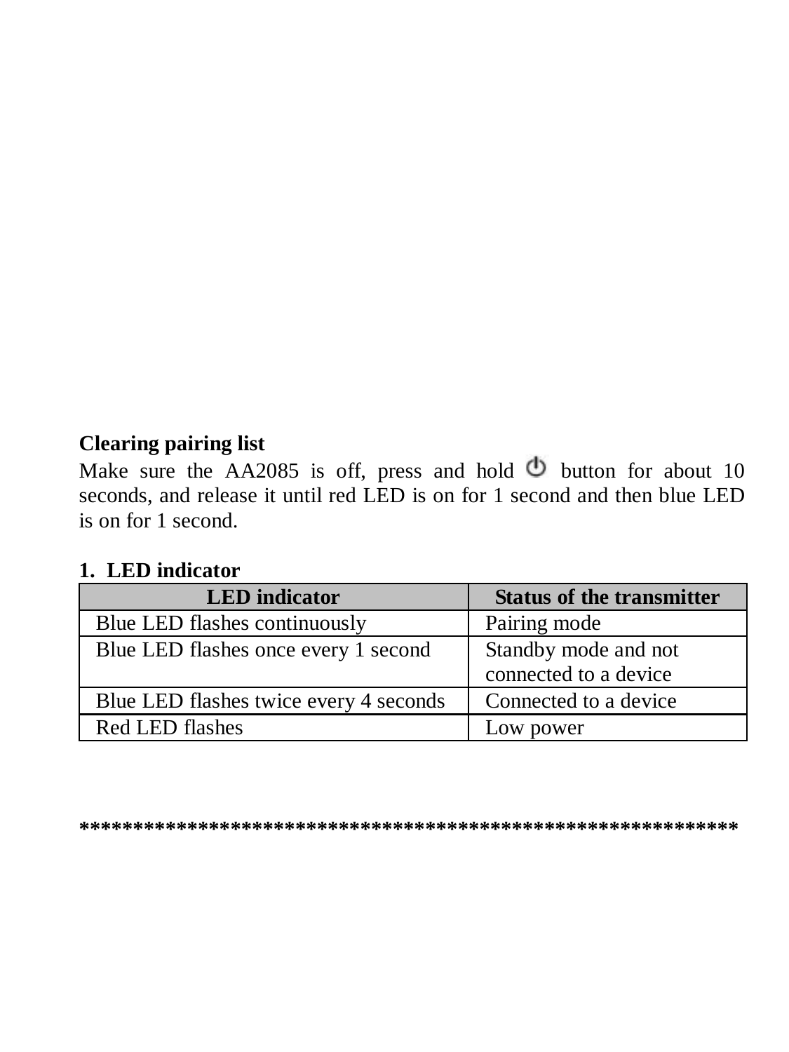**Clearing pairing list**

Make sure the AA2085 is off, press and hold ⏻ button for about 10 seconds, and release it until red LED is on for 1 second and then blue LED is on for 1 second.

**1. LED indicator**

| LED indicator | Status of the transmitter |
| --- | --- |
| Blue LED flashes continuously | Pairing mode |
| Blue LED flashes once every 1 second | Standby mode and not connected to a device |
| Blue LED flashes twice every 4 seconds | Connected to a device |
| Red LED flashes | Low power |

************************************************************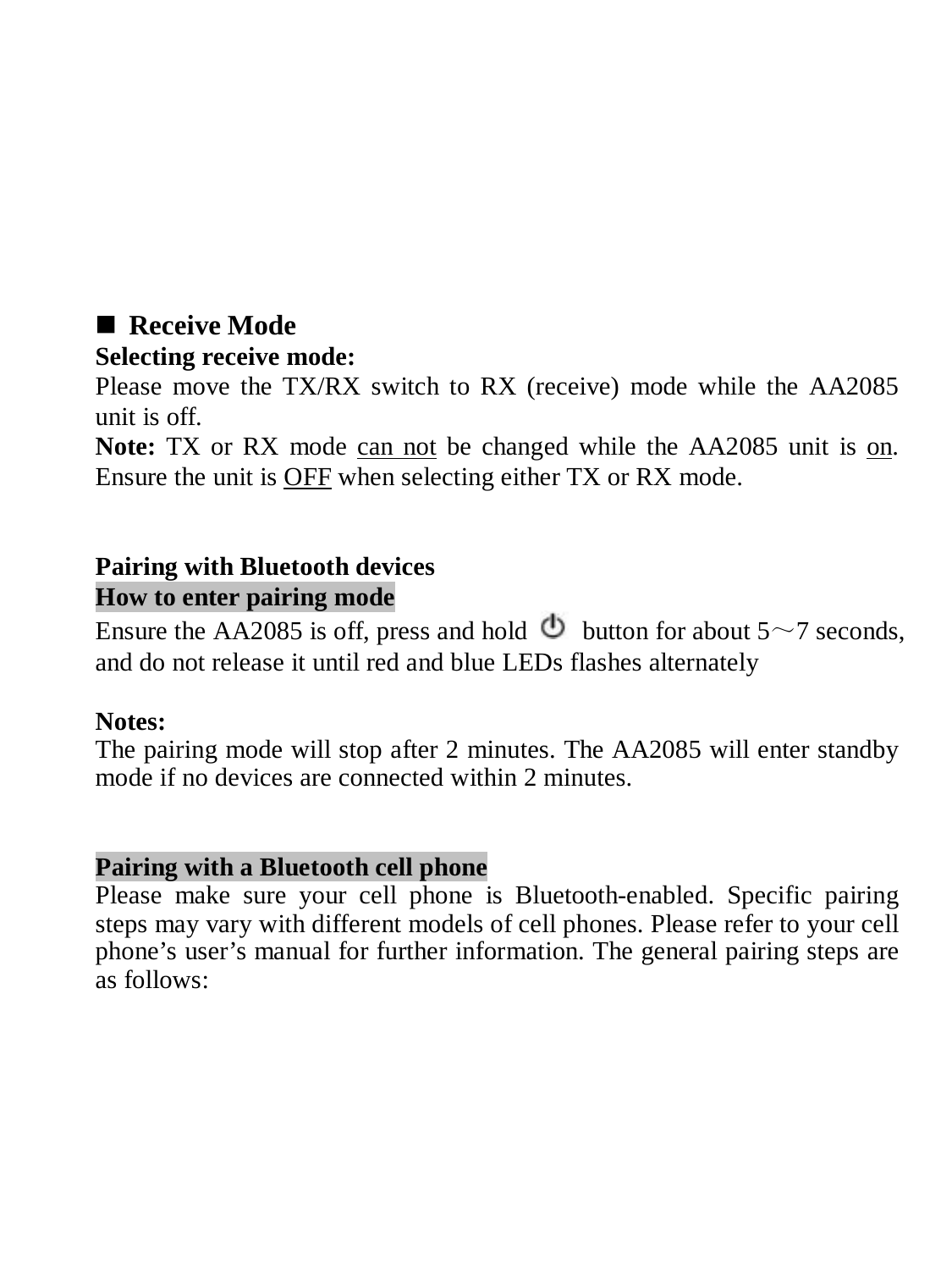## ■ Receive Mode

**Selecting receive mode:**

Please move the TX/RX switch to RX (receive) mode while the AA2085 unit is off.

**Note:** TX or RX mode can not be changed while the AA2085 unit is on. Ensure the unit is OFF when selecting either TX or RX mode.

**Pairing with Bluetooth devices**

**How to enter pairing mode**

Ensure the AA2085 is off, press and hold ⏻ button for about 5～7 seconds, and do not release it until red and blue LEDs flashes alternately

**Notes:**

The pairing mode will stop after 2 minutes. The AA2085 will enter standby mode if no devices are connected within 2 minutes.

**Pairing with a Bluetooth cell phone**

Please make sure your cell phone is Bluetooth-enabled. Specific pairing steps may vary with different models of cell phones. Please refer to your cell phone's user's manual for further information. The general pairing steps are as follows: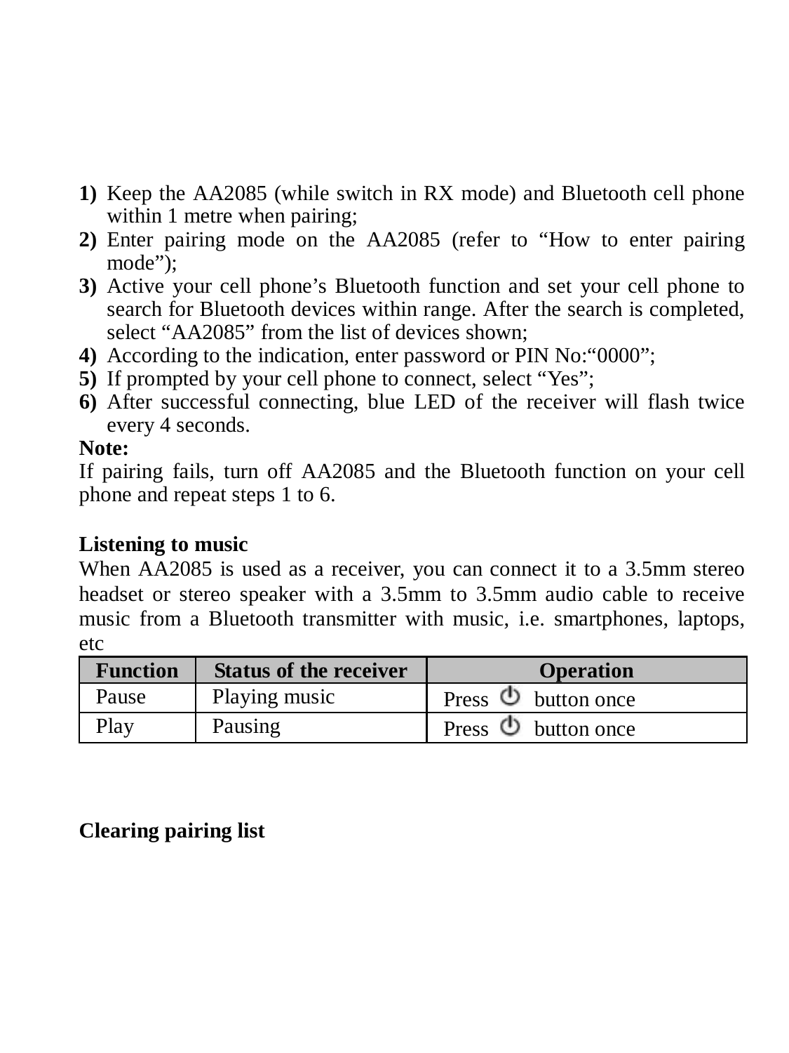1) Keep the AA2085 (while switch in RX mode) and Bluetooth cell phone within 1 metre when pairing;
2) Enter pairing mode on the AA2085 (refer to "How to enter pairing mode");
3) Active your cell phone's Bluetooth function and set your cell phone to search for Bluetooth devices within range. After the search is completed, select "AA2085" from the list of devices shown;
4) According to the indication, enter password or PIN No:"0000";
5) If prompted by your cell phone to connect, select "Yes";
6) After successful connecting, blue LED of the receiver will flash twice every 4 seconds.

**Note:**

If pairing fails, turn off AA2085 and the Bluetooth function on your cell phone and repeat steps 1 to 6.

**Listening to music**

When AA2085 is used as a receiver, you can connect it to a 3.5mm stereo headset or stereo speaker with a 3.5mm to 3.5mm audio cable to receive music from a Bluetooth transmitter with music, i.e. smartphones, laptops, etc

| Function | Status of the receiver | Operation |
| --- | --- | --- |
| Pause | Playing music | Press ⏻ button once |
| Play | Pausing | Press ⏻ button once |

**Clearing pairing list**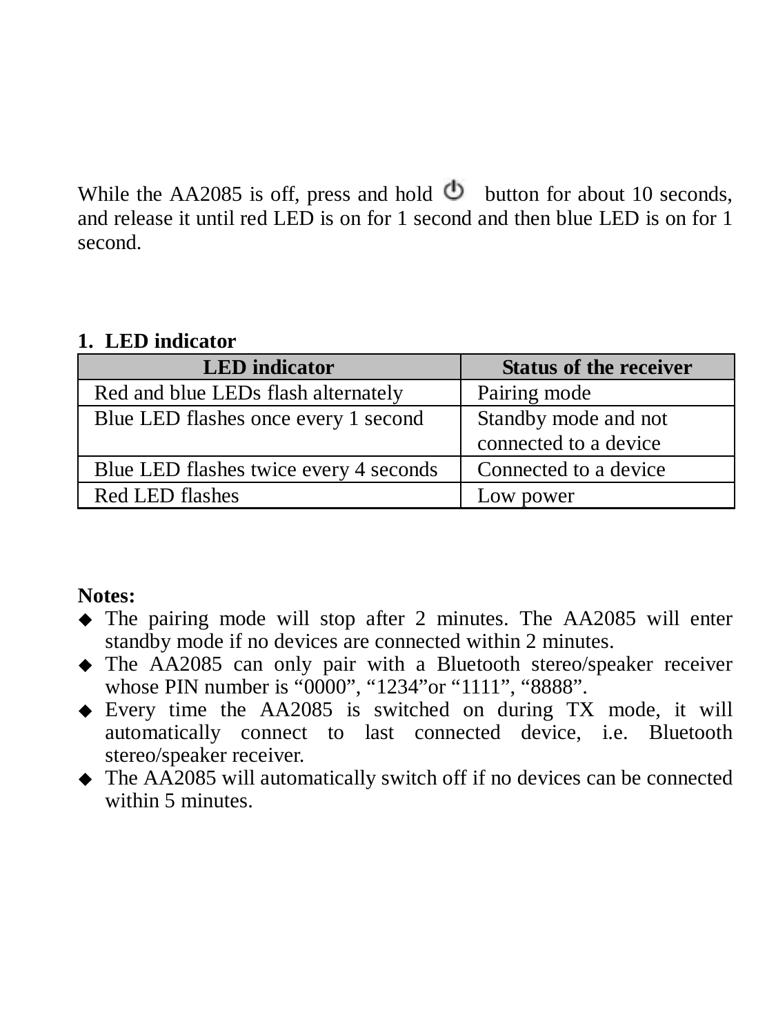While the AA2085 is off, press and hold ⏻ button for about 10 seconds, and release it until red LED is on for 1 second and then blue LED is on for 1 second.

## 1. LED indicator

| LED indicator | Status of the receiver |
| --- | --- |
| Red and blue LEDs flash alternately | Pairing mode |
| Blue LED flashes once every 1 second | Standby mode and not connected to a device |
| Blue LED flashes twice every 4 seconds | Connected to a device |
| Red LED flashes | Low power |

**Notes:**

- The pairing mode will stop after 2 minutes. The AA2085 will enter standby mode if no devices are connected within 2 minutes.
- The AA2085 can only pair with a Bluetooth stereo/speaker receiver whose PIN number is "0000", "1234"or "1111", "8888".
- Every time the AA2085 is switched on during TX mode, it will automatically connect to last connected device, i.e. Bluetooth stereo/speaker receiver.
- The AA2085 will automatically switch off if no devices can be connected within 5 minutes.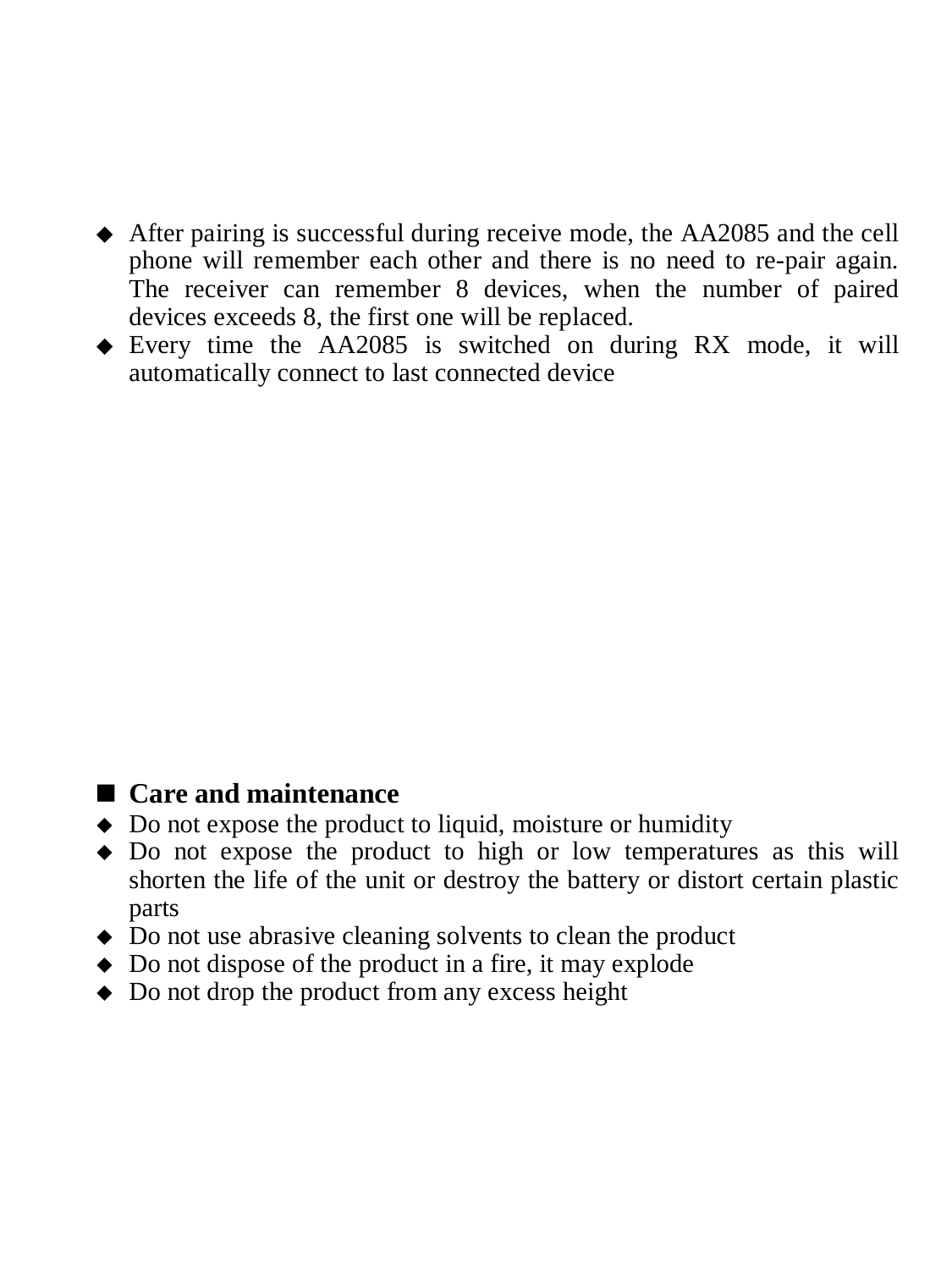- After pairing is successful during receive mode, the AA2085 and the cell phone will remember each other and there is no need to re-pair again. The receiver can remember 8 devices, when the number of paired devices exceeds 8, the first one will be replaced.
- Every time the AA2085 is switched on during RX mode, it will automatically connect to last connected device

## Care and maintenance

- Do not expose the product to liquid, moisture or humidity
- Do not expose the product to high or low temperatures as this will shorten the life of the unit or destroy the battery or distort certain plastic parts
- Do not use abrasive cleaning solvents to clean the product
- Do not dispose of the product in a fire, it may explode
- Do not drop the product from any excess height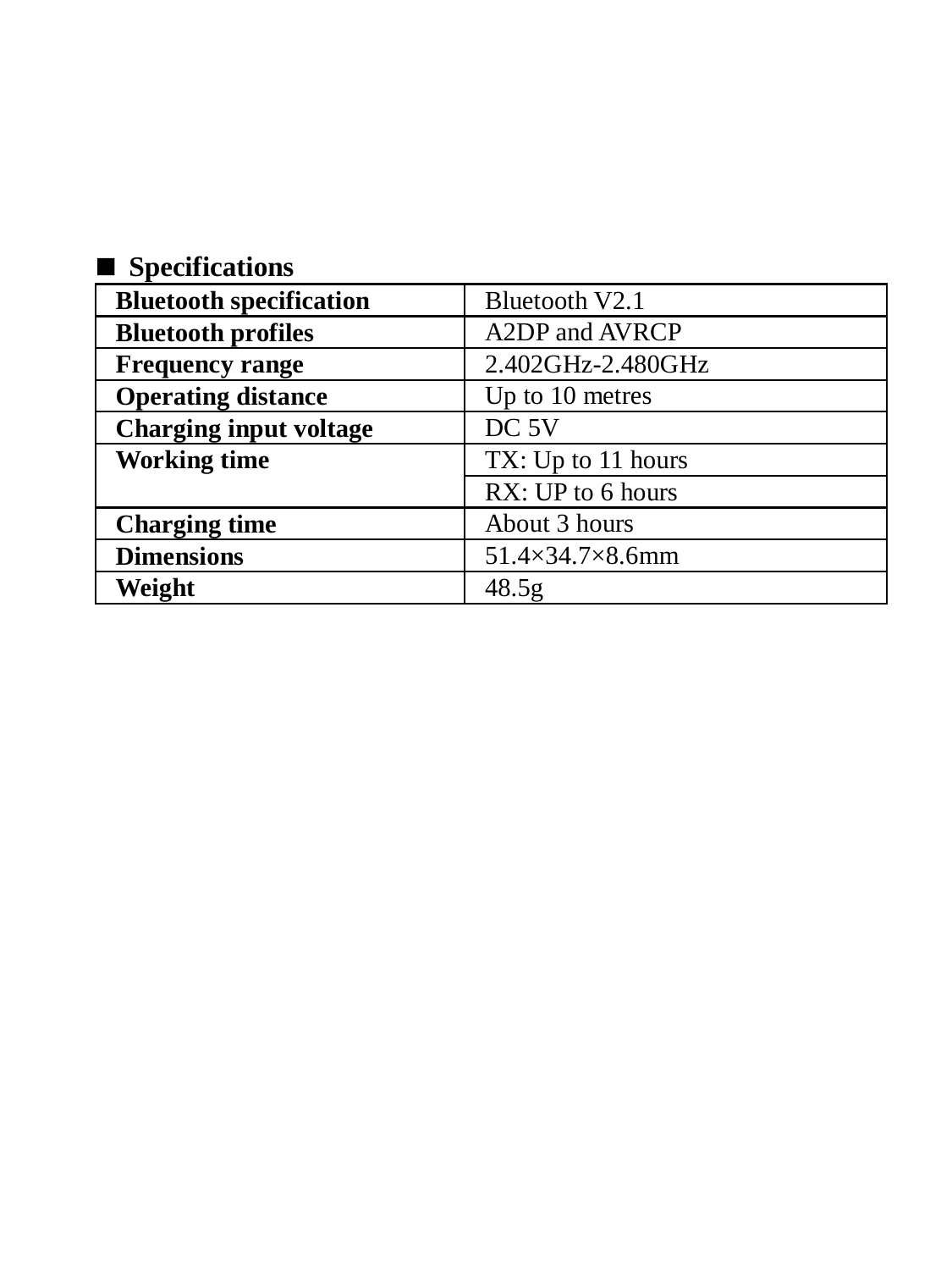## ■ Specifications

| | |
|---|---|
| **Bluetooth specification** | Bluetooth V2.1 |
| **Bluetooth profiles** | A2DP and AVRCP |
| **Frequency range** | 2.402GHz-2.480GHz |
| **Operating distance** | Up to 10 metres |
| **Charging input voltage** | DC 5V |
| **Working time** | TX: Up to 11 hours |
| | RX: UP to 6 hours |
| **Charging time** | About 3 hours |
| **Dimensions** | 51.4×34.7×8.6mm |
| **Weight** | 48.5g |